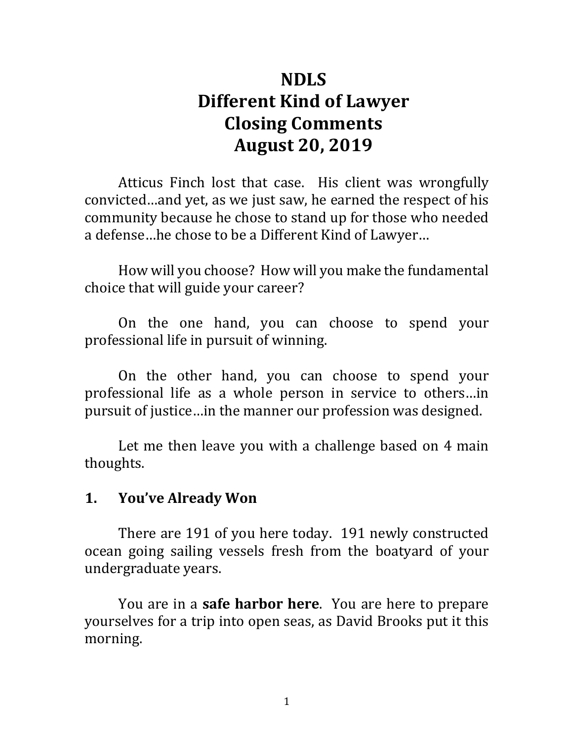# NDLS
# Different Kind of Lawyer
# Closing Comments
# August 20, 2019

Atticus Finch lost that case. His client was wrongfully convicted…and yet, as we just saw, he earned the respect of his community because he chose to stand up for those who needed a defense…he chose to be a Different Kind of Lawyer…

How will you choose? How will you make the fundamental choice that will guide your career?

On the one hand, you can choose to spend your professional life in pursuit of winning.

On the other hand, you can choose to spend your professional life as a whole person in service to others…in pursuit of justice…in the manner our profession was designed.

Let me then leave you with a challenge based on 4 main thoughts.

## 1. You've Already Won

There are 191 of you here today. 191 newly constructed ocean going sailing vessels fresh from the boatyard of your undergraduate years.

You are in a **safe harbor here**. You are here to prepare yourselves for a trip into open seas, as David Brooks put it this morning.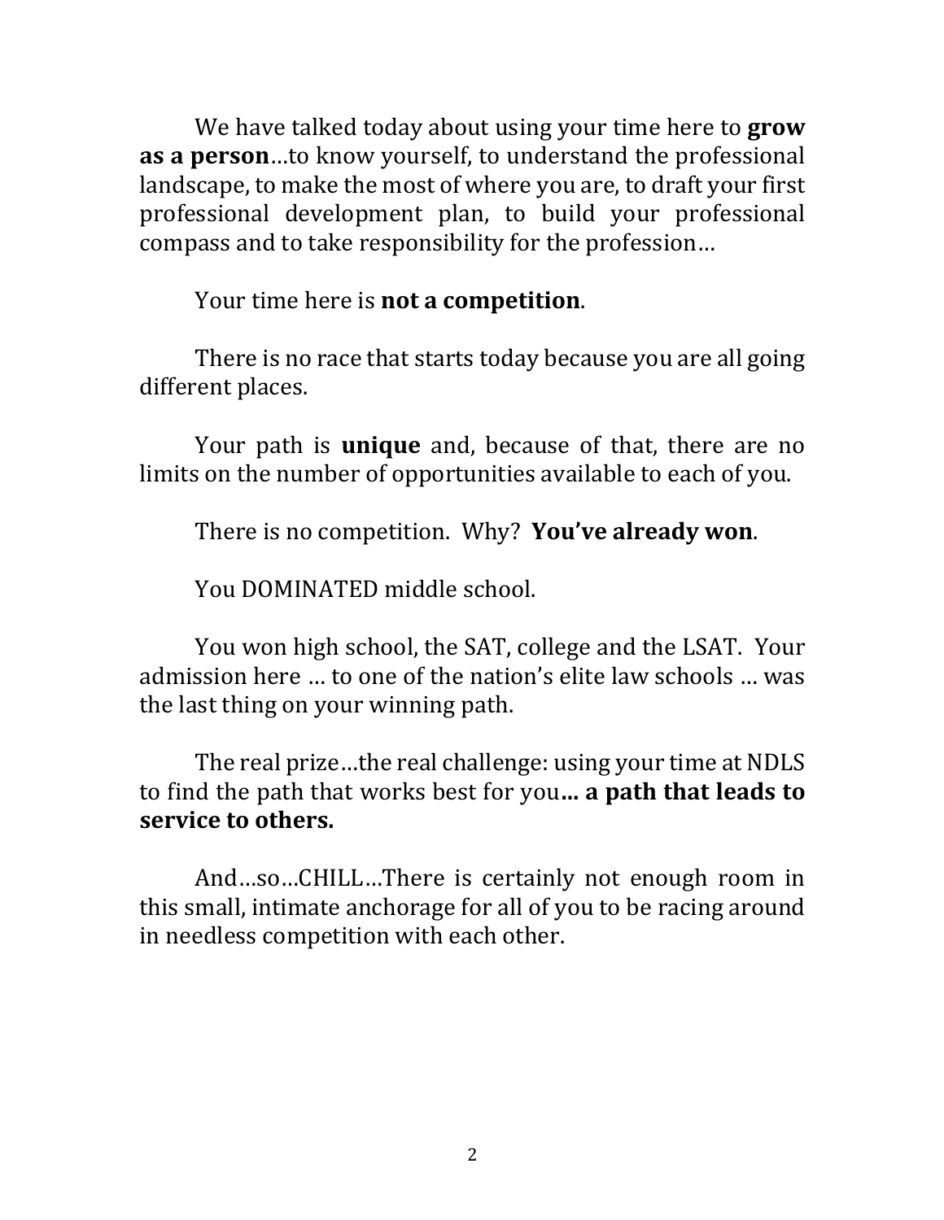We have talked today about using your time here to **grow as a person**…to know yourself, to understand the professional landscape, to make the most of where you are, to draft your first professional development plan, to build your professional compass and to take responsibility for the profession…

Your time here is **not a competition**.

There is no race that starts today because you are all going different places.

Your path is **unique** and, because of that, there are no limits on the number of opportunities available to each of you.

There is no competition. Why? **You've already won**.

You DOMINATED middle school.

You won high school, the SAT, college and the LSAT. Your admission here … to one of the nation's elite law schools … was the last thing on your winning path.

The real prize…the real challenge: using your time at NDLS to find the path that works best for you**… a path that leads to service to others.**

And…so…CHILL…There is certainly not enough room in this small, intimate anchorage for all of you to be racing around in needless competition with each other.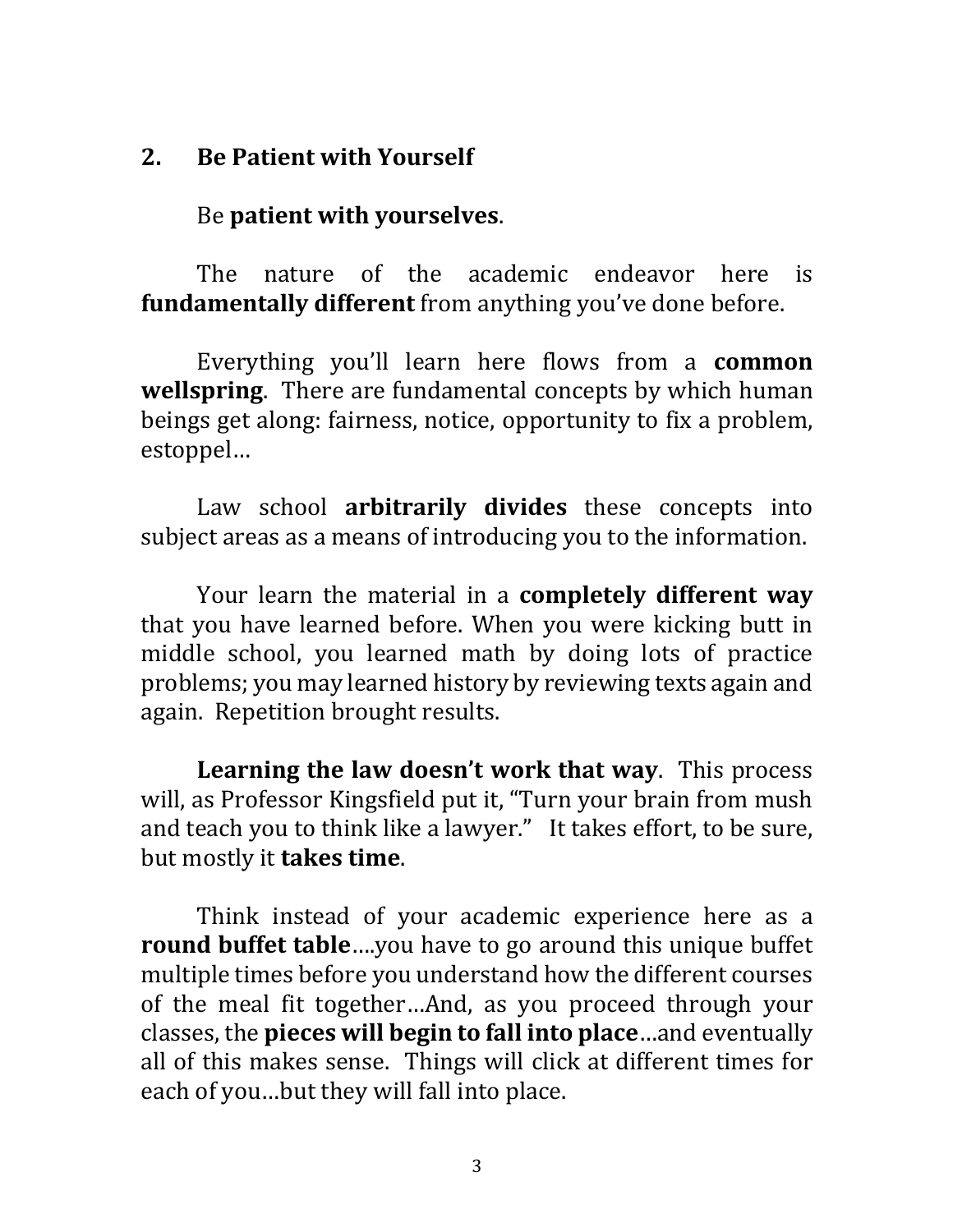## 2. Be Patient with Yourself

Be **patient with yourselves**.

The nature of the academic endeavor here is **fundamentally different** from anything you've done before.

Everything you'll learn here flows from a **common wellspring**. There are fundamental concepts by which human beings get along: fairness, notice, opportunity to fix a problem, estoppel…

Law school **arbitrarily divides** these concepts into subject areas as a means of introducing you to the information.

Your learn the material in a **completely different way** that you have learned before. When you were kicking butt in middle school, you learned math by doing lots of practice problems; you may learned history by reviewing texts again and again. Repetition brought results.

**Learning the law doesn't work that way**. This process will, as Professor Kingsfield put it, "Turn your brain from mush and teach you to think like a lawyer." It takes effort, to be sure, but mostly it **takes time**.

Think instead of your academic experience here as a **round buffet table**….you have to go around this unique buffet multiple times before you understand how the different courses of the meal fit together…And, as you proceed through your classes, the **pieces will begin to fall into place**…and eventually all of this makes sense. Things will click at different times for each of you…but they will fall into place.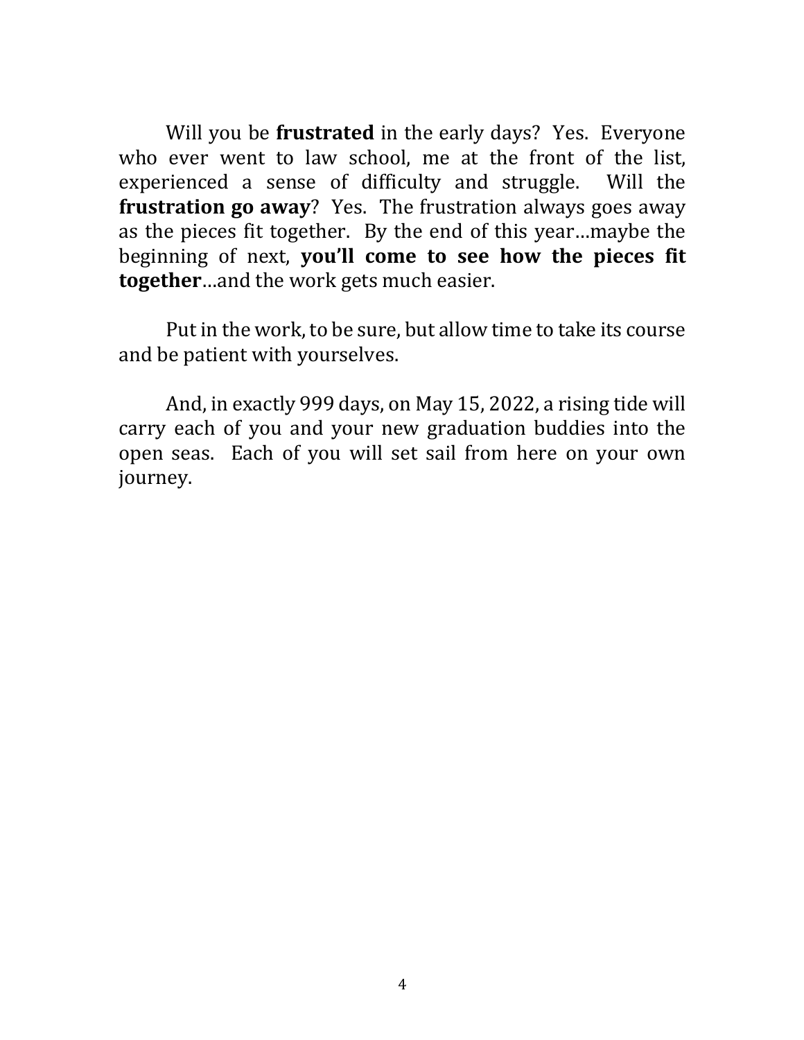Will you be **frustrated** in the early days? Yes. Everyone who ever went to law school, me at the front of the list, experienced a sense of difficulty and struggle. Will the **frustration go away**? Yes. The frustration always goes away as the pieces fit together. By the end of this year…maybe the beginning of next, **you'll come to see how the pieces fit together**…and the work gets much easier.

Put in the work, to be sure, but allow time to take its course and be patient with yourselves.

And, in exactly 999 days, on May 15, 2022, a rising tide will carry each of you and your new graduation buddies into the open seas. Each of you will set sail from here on your own journey.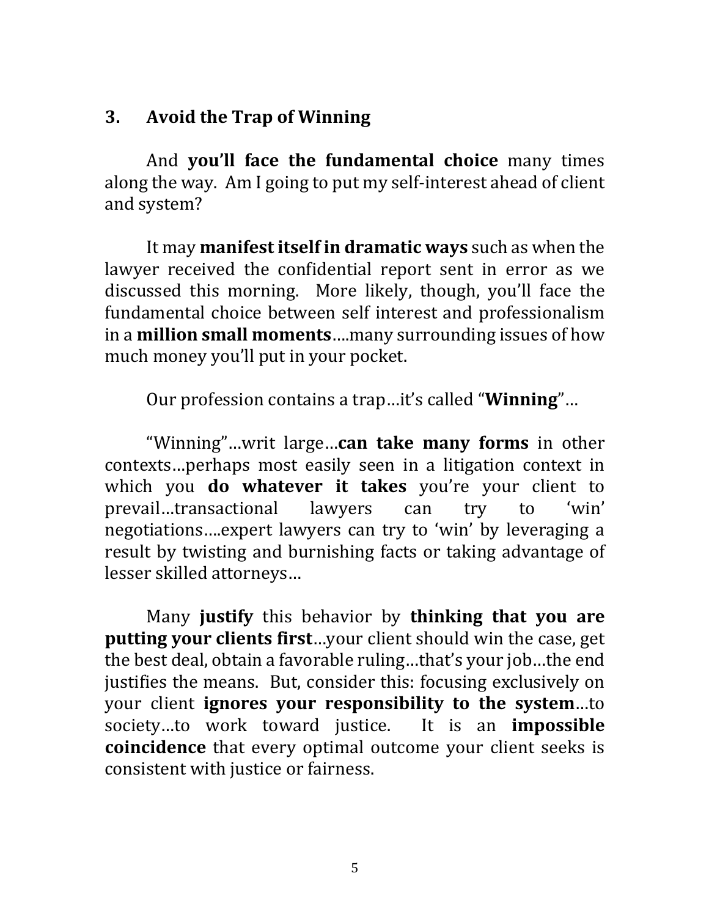### 3. Avoid the Trap of Winning

And **you'll face the fundamental choice** many times along the way. Am I going to put my self-interest ahead of client and system?

It may **manifest itself in dramatic ways** such as when the lawyer received the confidential report sent in error as we discussed this morning. More likely, though, you'll face the fundamental choice between self interest and professionalism in a **million small moments**….many surrounding issues of how much money you'll put in your pocket.

Our profession contains a trap…it's called "**Winning**"…

"Winning"…writ large…**can take many forms** in other contexts…perhaps most easily seen in a litigation context in which you **do whatever it takes** you're your client to prevail…transactional lawyers can try to 'win' negotiations….expert lawyers can try to 'win' by leveraging a result by twisting and burnishing facts or taking advantage of lesser skilled attorneys…

Many **justify** this behavior by **thinking that you are putting your clients first**…your client should win the case, get the best deal, obtain a favorable ruling…that's your job…the end justifies the means. But, consider this: focusing exclusively on your client **ignores your responsibility to the system**…to society…to work toward justice. It is an **impossible coincidence** that every optimal outcome your client seeks is consistent with justice or fairness.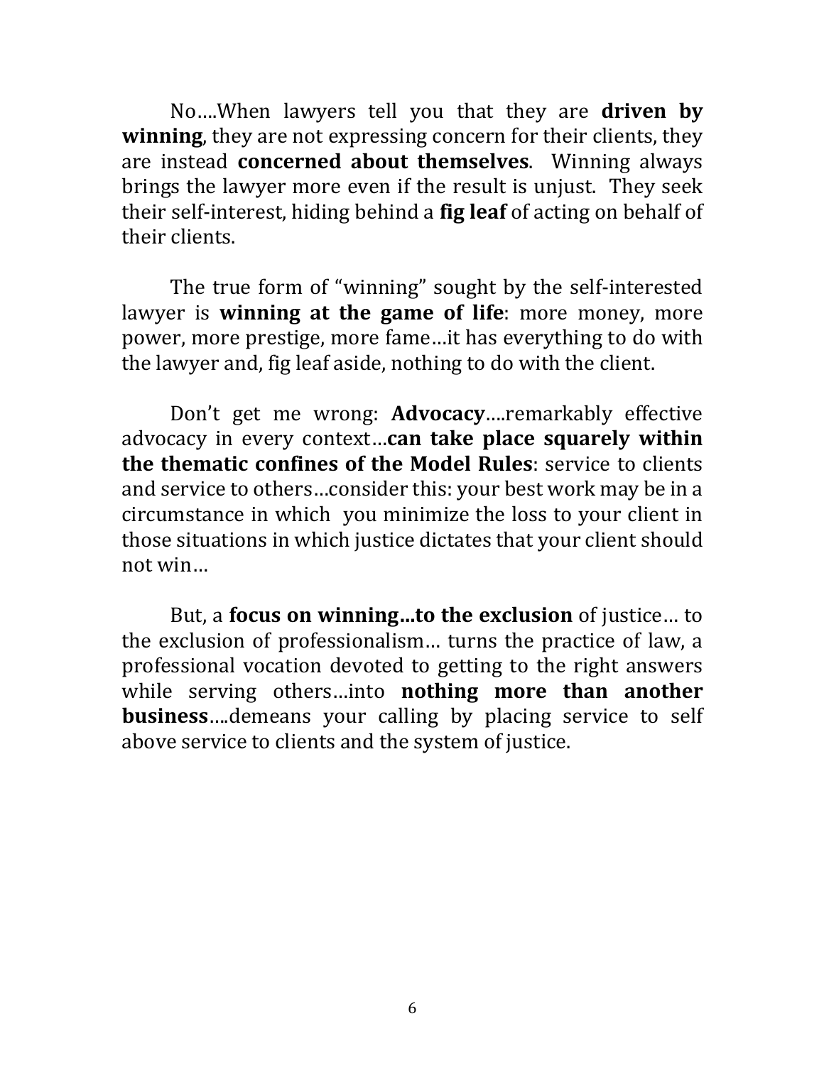No….When lawyers tell you that they are **driven by winning**, they are not expressing concern for their clients, they are instead **concerned about themselves**. Winning always brings the lawyer more even if the result is unjust. They seek their self-interest, hiding behind a **fig leaf** of acting on behalf of their clients.

The true form of "winning" sought by the self-interested lawyer is **winning at the game of life**: more money, more power, more prestige, more fame…it has everything to do with the lawyer and, fig leaf aside, nothing to do with the client.

Don't get me wrong: **Advocacy**….remarkably effective advocacy in every context…**can take place squarely within the thematic confines of the Model Rules**: service to clients and service to others…consider this: your best work may be in a circumstance in which you minimize the loss to your client in those situations in which justice dictates that your client should not win…

But, a **focus on winning…to the exclusion** of justice… to the exclusion of professionalism… turns the practice of law, a professional vocation devoted to getting to the right answers while serving others…into **nothing more than another business**….demeans your calling by placing service to self above service to clients and the system of justice.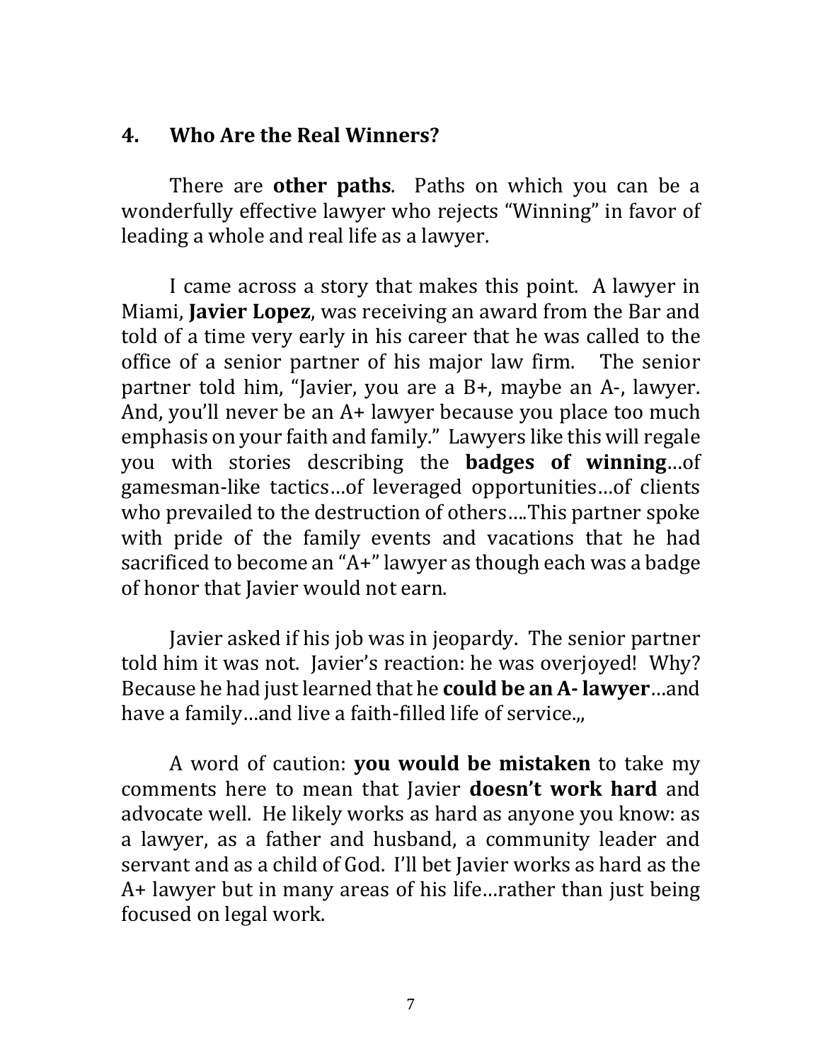## 4. Who Are the Real Winners?

There are **other paths**. Paths on which you can be a wonderfully effective lawyer who rejects "Winning" in favor of leading a whole and real life as a lawyer.

I came across a story that makes this point. A lawyer in Miami, **Javier Lopez**, was receiving an award from the Bar and told of a time very early in his career that he was called to the office of a senior partner of his major law firm. The senior partner told him, "Javier, you are a B+, maybe an A-, lawyer. And, you'll never be an A+ lawyer because you place too much emphasis on your faith and family." Lawyers like this will regale you with stories describing the **badges of winning**…of gamesman-like tactics…of leveraged opportunities…of clients who prevailed to the destruction of others….This partner spoke with pride of the family events and vacations that he had sacrificed to become an "A+" lawyer as though each was a badge of honor that Javier would not earn.

Javier asked if his job was in jeopardy. The senior partner told him it was not. Javier's reaction: he was overjoyed! Why? Because he had just learned that he **could be an A- lawyer**…and have a family…and live a faith-filled life of service.,,

A word of caution: **you would be mistaken** to take my comments here to mean that Javier **doesn't work hard** and advocate well. He likely works as hard as anyone you know: as a lawyer, as a father and husband, a community leader and servant and as a child of God. I'll bet Javier works as hard as the A+ lawyer but in many areas of his life…rather than just being focused on legal work.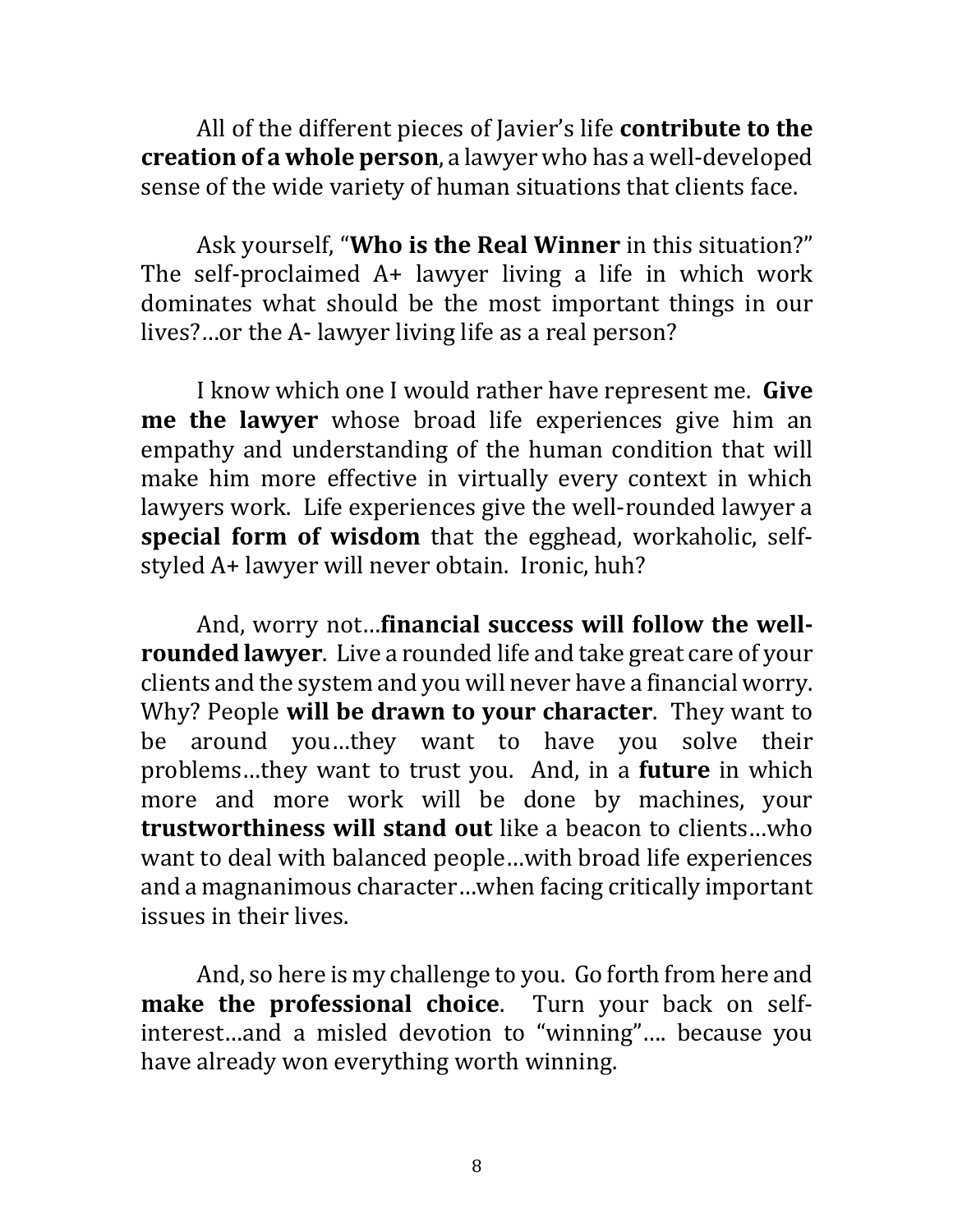All of the different pieces of Javier's life **contribute to the creation of a whole person**, a lawyer who has a well-developed sense of the wide variety of human situations that clients face.

Ask yourself, "**Who is the Real Winner** in this situation?" The self-proclaimed A+ lawyer living a life in which work dominates what should be the most important things in our lives?…or the A- lawyer living life as a real person?

I know which one I would rather have represent me. **Give me the lawyer** whose broad life experiences give him an empathy and understanding of the human condition that will make him more effective in virtually every context in which lawyers work. Life experiences give the well-rounded lawyer a **special form of wisdom** that the egghead, workaholic, self-styled A+ lawyer will never obtain. Ironic, huh?

And, worry not…**financial success will follow the well-rounded lawyer**. Live a rounded life and take great care of your clients and the system and you will never have a financial worry. Why? People **will be drawn to your character**. They want to be around you…they want to have you solve their problems…they want to trust you. And, in a **future** in which more and more work will be done by machines, your **trustworthiness will stand out** like a beacon to clients…who want to deal with balanced people…with broad life experiences and a magnanimous character…when facing critically important issues in their lives.

And, so here is my challenge to you. Go forth from here and **make the professional choice**. Turn your back on self-interest…and a misled devotion to "winning"…. because you have already won everything worth winning.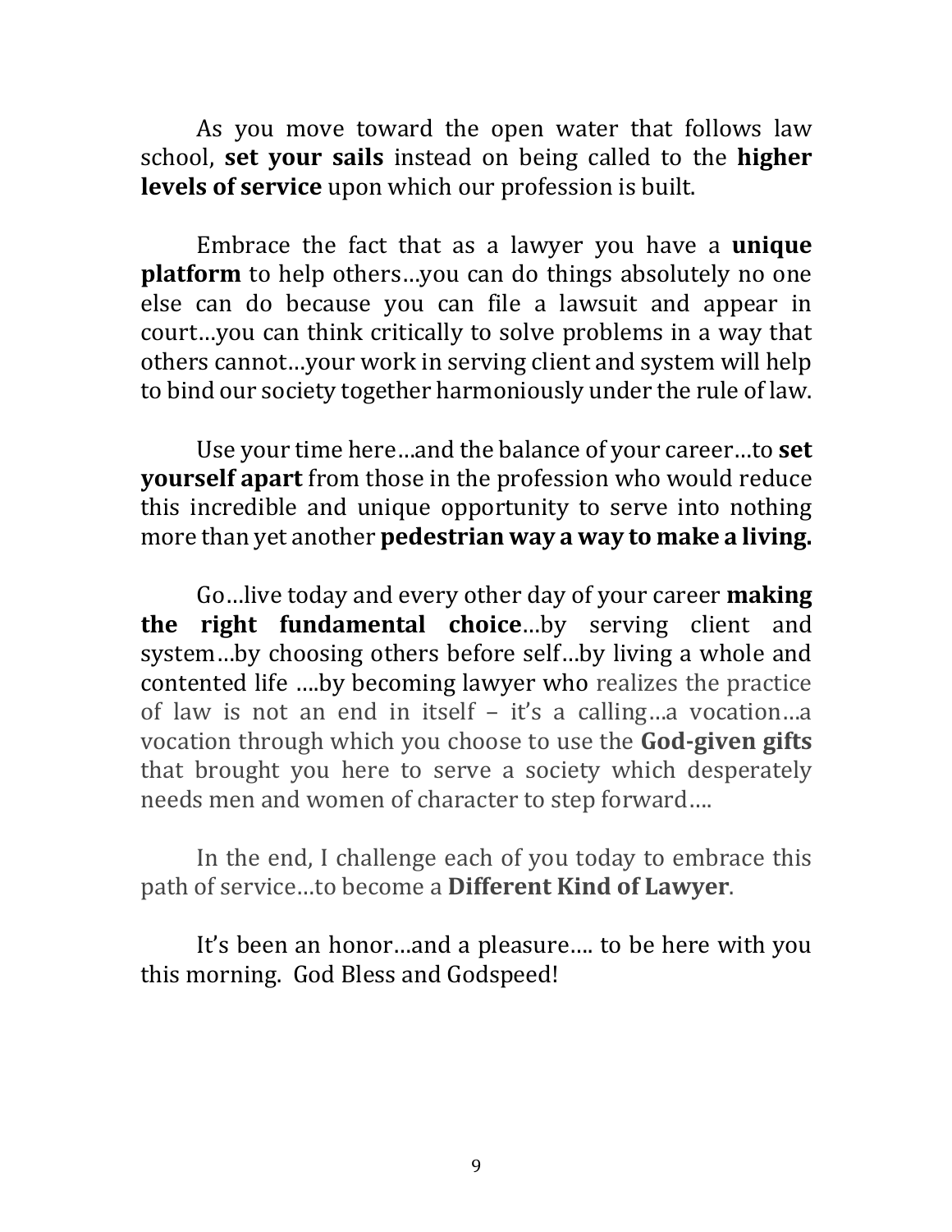As you move toward the open water that follows law school, **set your sails** instead on being called to the **higher levels of service** upon which our profession is built.

Embrace the fact that as a lawyer you have a **unique platform** to help others…you can do things absolutely no one else can do because you can file a lawsuit and appear in court…you can think critically to solve problems in a way that others cannot…your work in serving client and system will help to bind our society together harmoniously under the rule of law.

Use your time here…and the balance of your career…to **set yourself apart** from those in the profession who would reduce this incredible and unique opportunity to serve into nothing more than yet another **pedestrian way a way to make a living.**

Go…live today and every other day of your career **making the right fundamental choice**…by serving client and system…by choosing others before self…by living a whole and contented life ….by becoming lawyer who realizes the practice of law is not an end in itself – it's a calling…a vocation…a vocation through which you choose to use the **God-given gifts** that brought you here to serve a society which desperately needs men and women of character to step forward….

In the end, I challenge each of you today to embrace this path of service…to become a **Different Kind of Lawyer**.

It's been an honor…and a pleasure…. to be here with you this morning. God Bless and Godspeed!